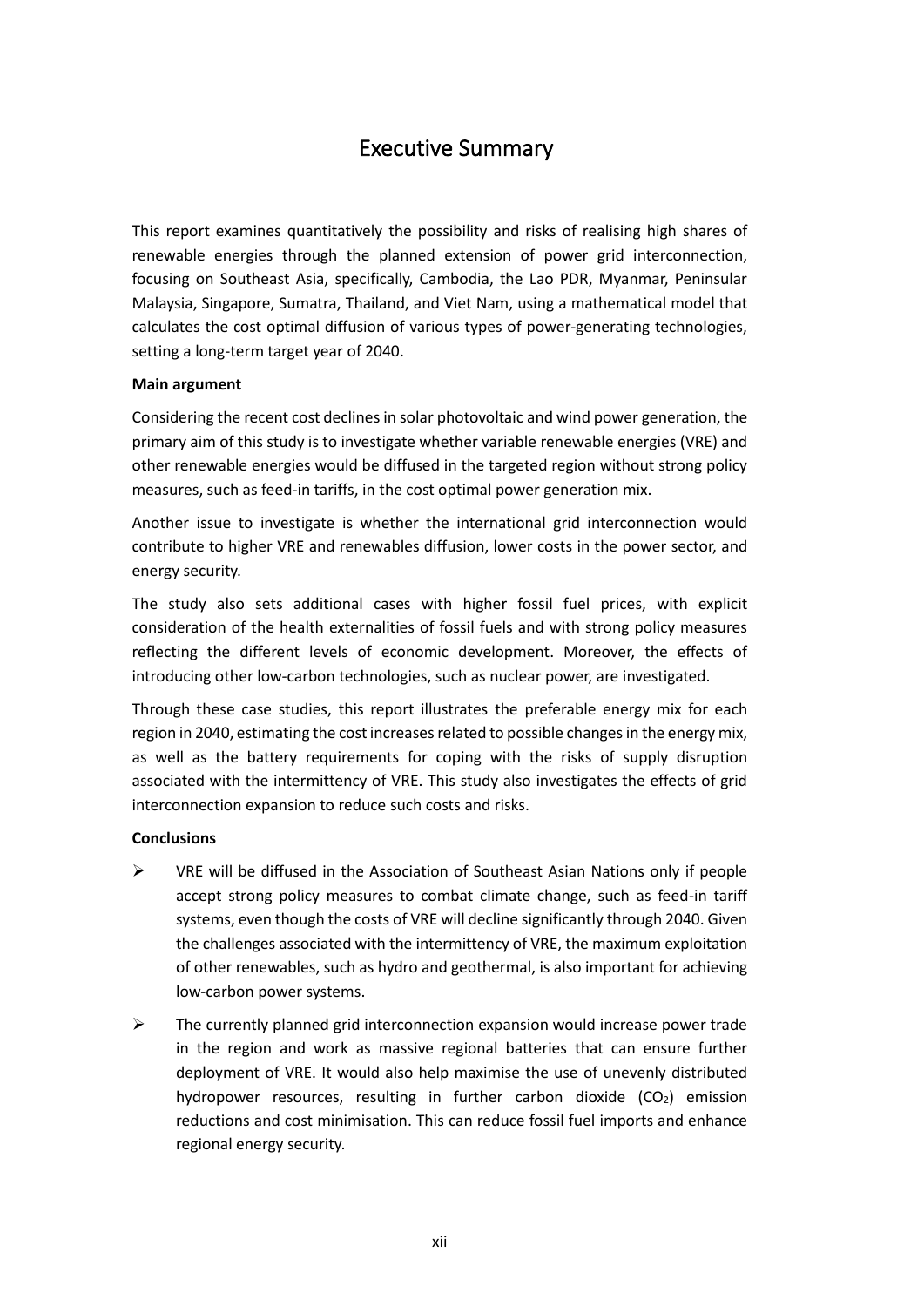# Executive Summary

This report examines quantitatively the possibility and risks of realising high shares of renewable energies through the planned extension of power grid interconnection, focusing on Southeast Asia, specifically, Cambodia, the Lao PDR, Myanmar, Peninsular Malaysia, Singapore, Sumatra, Thailand, and Viet Nam, using a mathematical model that calculates the cost optimal diffusion of various types of power-generating technologies, setting a long-term target year of 2040.

**Main argument**

Considering the recent cost declines in solar photovoltaic and wind power generation, the primary aim of this study is to investigate whether variable renewable energies (VRE) and other renewable energies would be diffused in the targeted region without strong policy measures, such as feed-in tariffs, in the cost optimal power generation mix.

Another issue to investigate is whether the international grid interconnection would contribute to higher VRE and renewables diffusion, lower costs in the power sector, and energy security.

The study also sets additional cases with higher fossil fuel prices, with explicit consideration of the health externalities of fossil fuels and with strong policy measures reflecting the different levels of economic development. Moreover, the effects of introducing other low-carbon technologies, such as nuclear power, are investigated.

Through these case studies, this report illustrates the preferable energy mix for each region in 2040, estimating the cost increases related to possible changes in the energy mix, as well as the battery requirements for coping with the risks of supply disruption associated with the intermittency of VRE. This study also investigates the effects of grid interconnection expansion to reduce such costs and risks.

**Conclusions**

- VRE will be diffused in the Association of Southeast Asian Nations only if people accept strong policy measures to combat climate change, such as feed-in tariff systems, even though the costs of VRE will decline significantly through 2040. Given the challenges associated with the intermittency of VRE, the maximum exploitation of other renewables, such as hydro and geothermal, is also important for achieving low-carbon power systems.
- The currently planned grid interconnection expansion would increase power trade in the region and work as massive regional batteries that can ensure further deployment of VRE. It would also help maximise the use of unevenly distributed hydropower resources, resulting in further carbon dioxide ($CO_2$) emission reductions and cost minimisation. This can reduce fossil fuel imports and enhance regional energy security.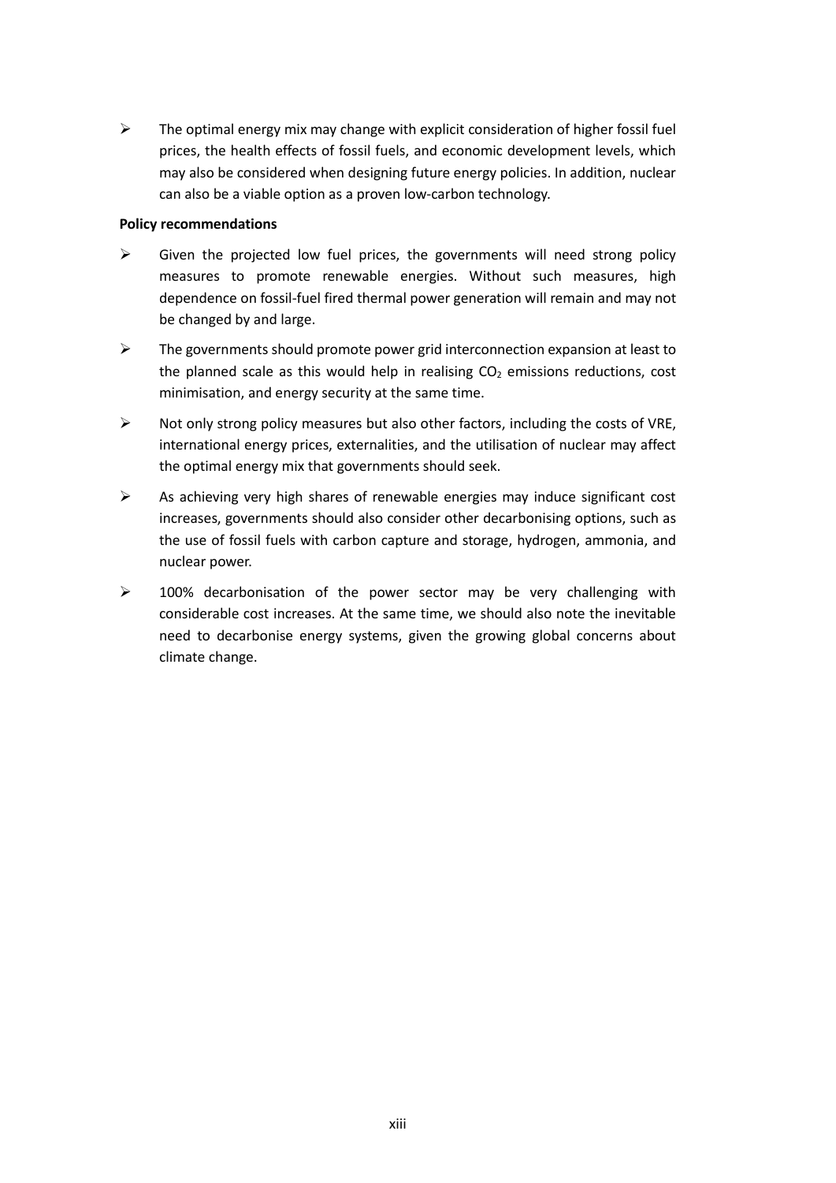- The optimal energy mix may change with explicit consideration of higher fossil fuel prices, the health effects of fossil fuels, and economic development levels, which may also be considered when designing future energy policies. In addition, nuclear can also be a viable option as a proven low-carbon technology.

**Policy recommendations**

- Given the projected low fuel prices, the governments will need strong policy measures to promote renewable energies. Without such measures, high dependence on fossil-fuel fired thermal power generation will remain and may not be changed by and large.
- The governments should promote power grid interconnection expansion at least to the planned scale as this would help in realising $CO_2$ emissions reductions, cost minimisation, and energy security at the same time.
- Not only strong policy measures but also other factors, including the costs of VRE, international energy prices, externalities, and the utilisation of nuclear may affect the optimal energy mix that governments should seek.
- As achieving very high shares of renewable energies may induce significant cost increases, governments should also consider other decarbonising options, such as the use of fossil fuels with carbon capture and storage, hydrogen, ammonia, and nuclear power.
- 100% decarbonisation of the power sector may be very challenging with considerable cost increases. At the same time, we should also note the inevitable need to decarbonise energy systems, given the growing global concerns about climate change.